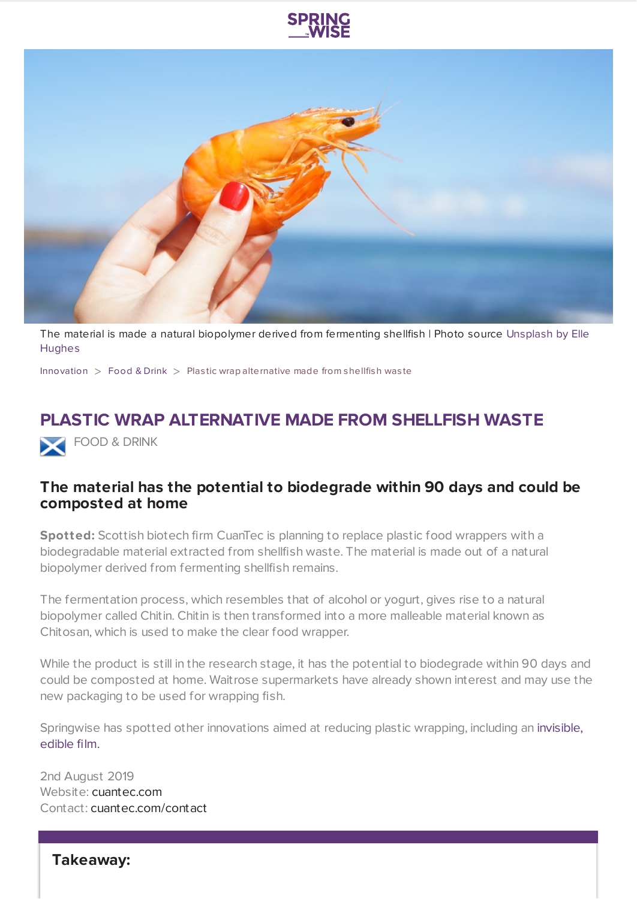The material is made a natural biopolymer derived from fermenting shellfish | Photo source Unsplash by Elle Hughes

Innovation > Food & Drink > Plastic wrap alternative made from shellfish waste

# PLASTIC WRAP ALTERNATIVE MADE FROM SHELLFISH WASTE

FOOD & DRINK

## The material has the potential to biodegrade within 90 days and could be composted at home

**Spotted:** Scottish biotech firm CuanTec is planning to replace plastic food wrappers with a biodegradable material extracted from shellfish waste. The material is made out of a natural biopolymer derived from fermenting shellfish remains.

The fermentation process, which resembles that of alcohol or yogurt, gives rise to a natural biopolymer called Chitin. Chitin is then transformed into a more malleable material known as Chitosan, which is used to make the clear food wrapper.

While the product is still in the research stage, it has the potential to biodegrade within 90 days and could be composted at home. Waitrose supermarkets have already shown interest and may use the new packaging to be used for wrapping fish.

Springwise has spotted other innovations aimed at reducing plastic wrapping, including an invisible, edible film.

2nd August 2019
Website: cuantec.com
Contact: cuantec.com/contact

**Takeaway:**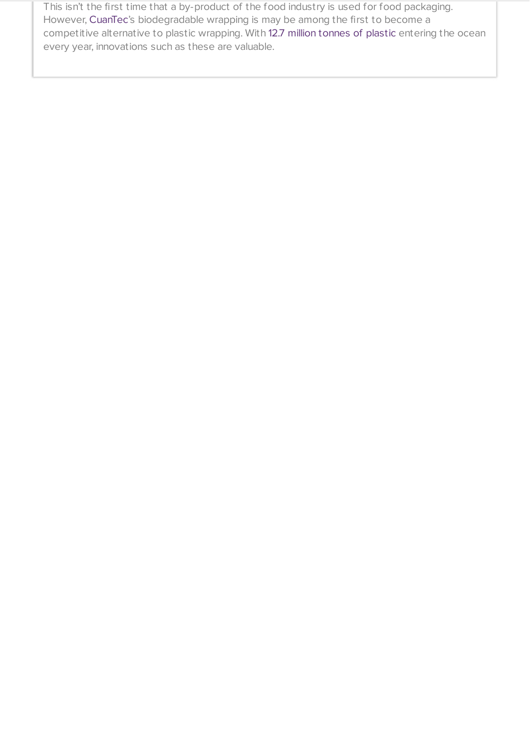This isn't the first time that a by-product of the food industry is used for food packaging. However, CuanTec's biodegradable wrapping is may be among the first to become a competitive alternative to plastic wrapping. With 12.7 million tonnes of plastic entering the ocean every year, innovations such as these are valuable.